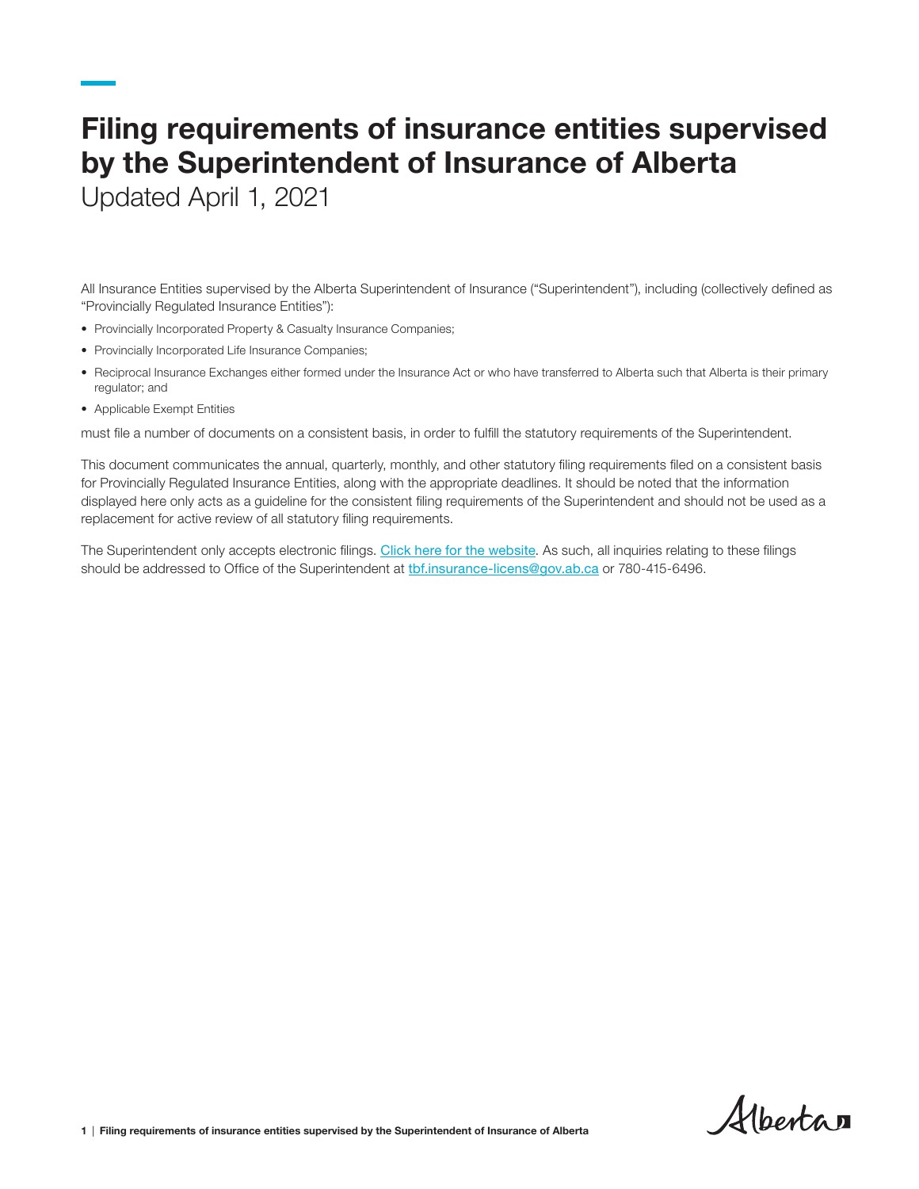# Filing requirements of insurance entities supervised by the Superintendent of Insurance of Alberta

Updated April 1, 2021

All Insurance Entities supervised by the Alberta Superintendent of Insurance ("Superintendent"), including (collectively defined as "Provincially Regulated Insurance Entities"):

- Provincially Incorporated Property & Casualty Insurance Companies;
- Provincially Incorporated Life Insurance Companies;
- Reciprocal Insurance Exchanges either formed under the Insurance Act or who have transferred to Alberta such that Alberta is their primary regulator; and
- Applicable Exempt Entities

must file a number of documents on a consistent basis, in order to fulfill the statutory requirements of the Superintendent.

This document communicates the annual, quarterly, monthly, and other statutory filing requirements filed on a consistent basis for Provincially Regulated Insurance Entities, along with the appropriate deadlines. It should be noted that the information displayed here only acts as a guideline for the consistent filing requirements of the Superintendent and should not be used as a replacement for active review of all statutory filing requirements.

The Superintendent only accepts electronic filings. [Click here for the website](). As such, all inquiries relating to these filings should be addressed to Office of the Superintendent at tbf.insurance-licens@gov.ab.ca or 780-415-6496.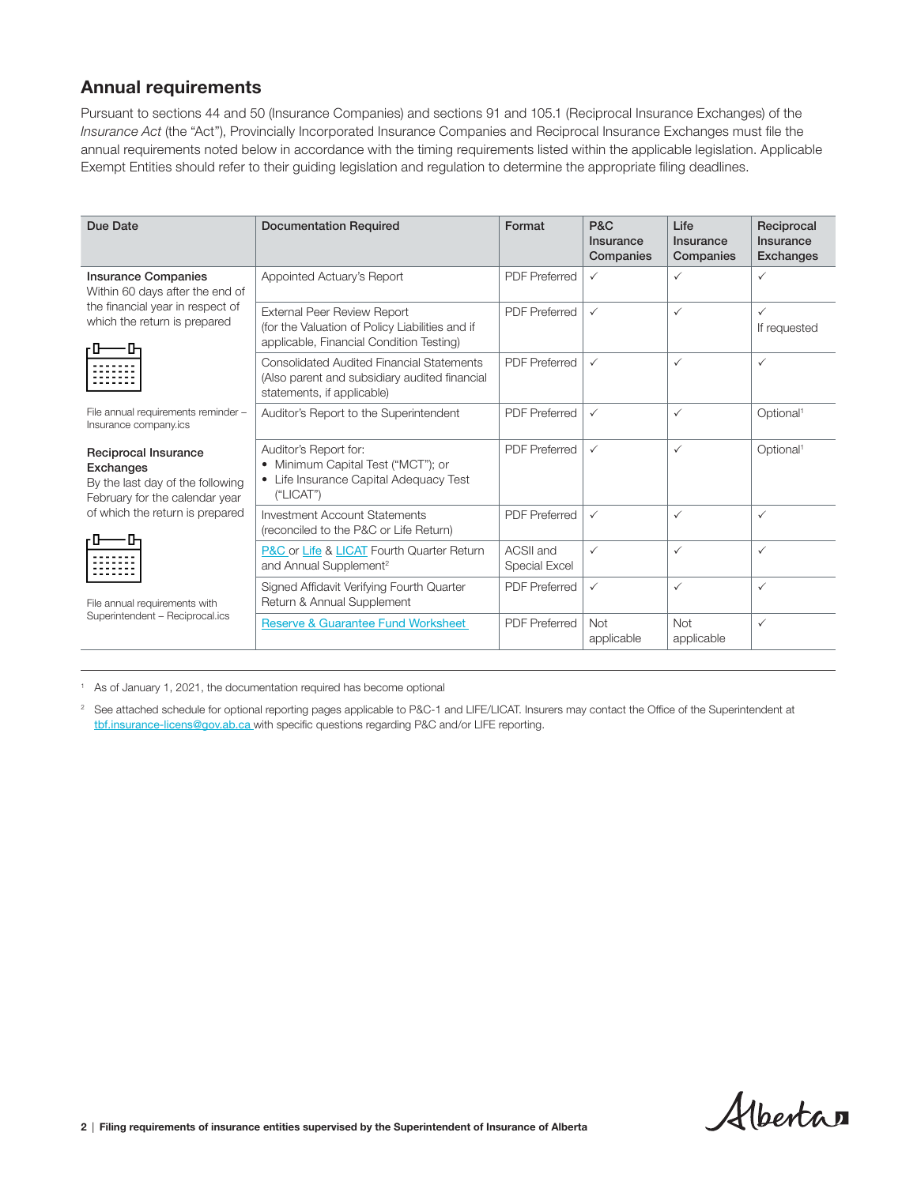## Annual requirements

Pursuant to sections 44 and 50 (Insurance Companies) and sections 91 and 105.1 (Reciprocal Insurance Exchanges) of the *Insurance Act* (the "Act"), Provincially Incorporated Insurance Companies and Reciprocal Insurance Exchanges must file the annual requirements noted below in accordance with the timing requirements listed within the applicable legislation. Applicable Exempt Entities should refer to their guiding legislation and regulation to determine the appropriate filing deadlines.

| Due Date | Documentation Required | Format | P&C Insurance Companies | Life Insurance Companies | Reciprocal Insurance Exchanges |
|---|---|---|---|---|---|
| **Insurance Companies** Within 60 days after the end of the financial year in respect of which the return is prepared | Appointed Actuary's Report | PDF Preferred | ✓ | ✓ | ✓ |
| | External Peer Review Report (for the Valuation of Policy Liabilities and if applicable, Financial Condition Testing) | PDF Preferred | ✓ | ✓ | ✓ If requested |
| | Consolidated Audited Financial Statements (Also parent and subsidiary audited financial statements, if applicable) | PDF Preferred | ✓ | ✓ | ✓ |
| File annual requirements reminder – Insurance company.ics | Auditor's Report to the Superintendent | PDF Preferred | ✓ | ✓ | Optional[1] |
| **Reciprocal Insurance Exchanges** By the last day of the following February for the calendar year of which the return is prepared | Auditor's Report for: • Minimum Capital Test ("MCT"); or • Life Insurance Capital Adequacy Test ("LICAT") | PDF Preferred | ✓ | ✓ | Optional[1] |
| | Investment Account Statements (reconciled to the P&C or Life Return) | PDF Preferred | ✓ | ✓ | ✓ |
| | P&C or Life & LICAT Fourth Quarter Return and Annual Supplement[2] | ACSII and Special Excel | ✓ | ✓ | ✓ |
| File annual requirements with Superintendent – Reciprocal.ics | Signed Affidavit Verifying Fourth Quarter Return & Annual Supplement | PDF Preferred | ✓ | ✓ | ✓ |
| | Reserve & Guarantee Fund Worksheet | PDF Preferred | Not applicable | Not applicable | ✓ |

[1] As of January 1, 2021, the documentation required has become optional

[2] See attached schedule for optional reporting pages applicable to P&C-1 and LIFE/LICAT. Insurers may contact the Office of the Superintendent at tbf.insurance-licens@gov.ab.ca with specific questions regarding P&C and/or LIFE reporting.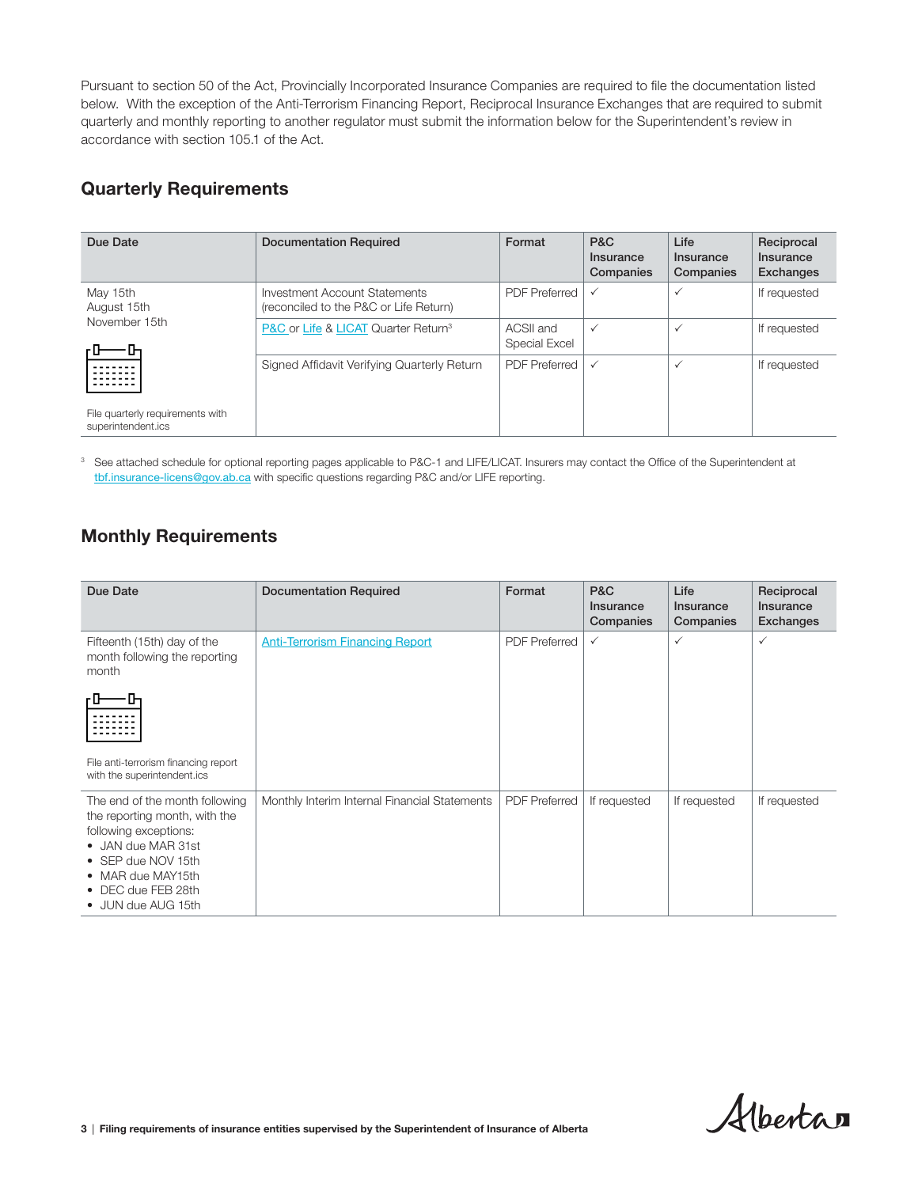Pursuant to section 50 of the Act, Provincially Incorporated Insurance Companies are required to file the documentation listed below. With the exception of the Anti-Terrorism Financing Report, Reciprocal Insurance Exchanges that are required to submit quarterly and monthly reporting to another regulator must submit the information below for the Superintendent's review in accordance with section 105.1 of the Act.

## Quarterly Requirements

| Due Date | Documentation Required | Format | P&C Insurance Companies | Life Insurance Companies | Reciprocal Insurance Exchanges |
|---|---|---|---|---|---|
| May 15th<br>August 15th<br>November 15th<br><br>File quarterly requirements with superintendent.ics | Investment Account Statements (reconciled to the P&C or Life Return) | PDF Preferred | ✓ | ✓ | If requested |
| | P&C or Life & LICAT Quarter Return[3] | ACSII and Special Excel | ✓ | ✓ | If requested |
| | Signed Affidavit Verifying Quarterly Return | PDF Preferred | ✓ | ✓ | If requested |

[3] See attached schedule for optional reporting pages applicable to P&C-1 and LIFE/LICAT. Insurers may contact the Office of the Superintendent at tbf.insurance-licens@gov.ab.ca with specific questions regarding P&C and/or LIFE reporting.

## Monthly Requirements

| Due Date | Documentation Required | Format | P&C Insurance Companies | Life Insurance Companies | Reciprocal Insurance Exchanges |
|---|---|---|---|---|---|
| Fifteenth (15th) day of the month following the reporting month<br><br>File anti-terrorism financing report with the superintendent.ics | Anti-Terrorism Financing Report | PDF Preferred | ✓ | ✓ | ✓ |
| The end of the month following the reporting month, with the following exceptions:<br>• JAN due MAR 31st<br>• SEP due NOV 15th<br>• MAR due MAY15th<br>• DEC due FEB 28th<br>• JUN due AUG 15th | Monthly Interim Internal Financial Statements | PDF Preferred | If requested | If requested | If requested |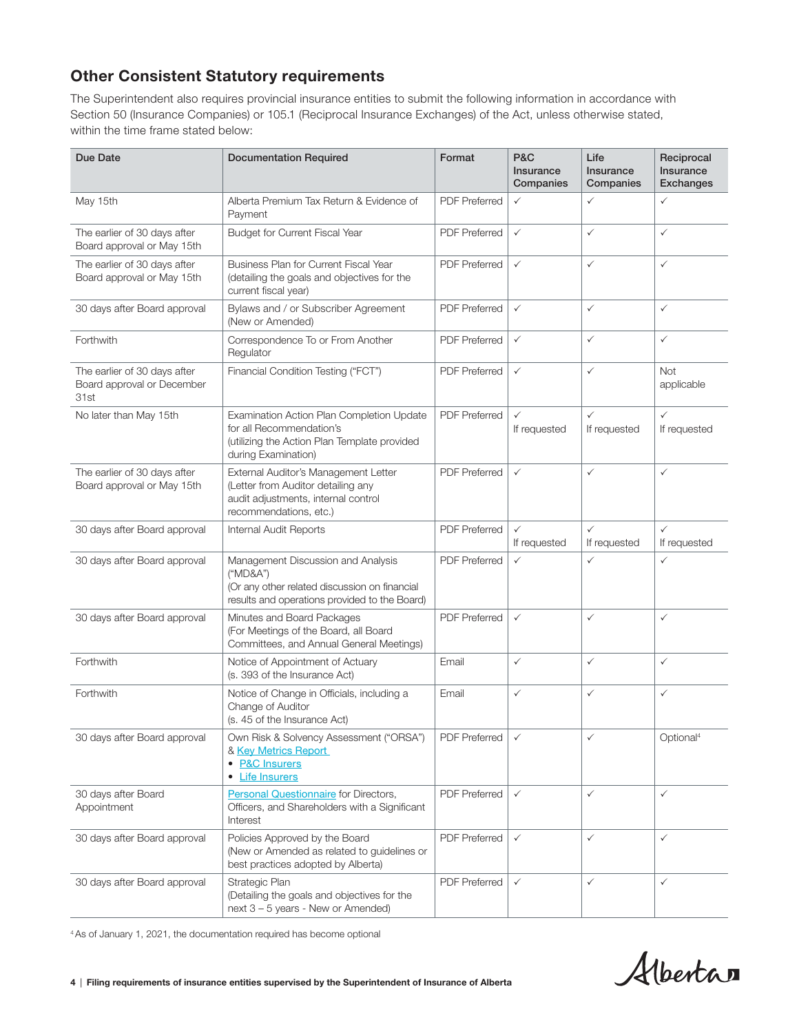## Other Consistent Statutory requirements

The Superintendent also requires provincial insurance entities to submit the following information in accordance with Section 50 (Insurance Companies) or 105.1 (Reciprocal Insurance Exchanges) of the Act, unless otherwise stated, within the time frame stated below:

| Due Date | Documentation Required | Format | P&C Insurance Companies | Life Insurance Companies | Reciprocal Insurance Exchanges |
|---|---|---|---|---|---|
| May 15th | Alberta Premium Tax Return & Evidence of Payment | PDF Preferred | ✓ | ✓ | ✓ |
| The earlier of 30 days after Board approval or May 15th | Budget for Current Fiscal Year | PDF Preferred | ✓ | ✓ | ✓ |
| The earlier of 30 days after Board approval or May 15th | Business Plan for Current Fiscal Year (detailing the goals and objectives for the current fiscal year) | PDF Preferred | ✓ | ✓ | ✓ |
| 30 days after Board approval | Bylaws and / or Subscriber Agreement (New or Amended) | PDF Preferred | ✓ | ✓ | ✓ |
| Forthwith | Correspondence To or From Another Regulator | PDF Preferred | ✓ | ✓ | ✓ |
| The earlier of 30 days after Board approval or December 31st | Financial Condition Testing ("FCT") | PDF Preferred | ✓ | ✓ | Not applicable |
| No later than May 15th | Examination Action Plan Completion Update for all Recommendation's (utilizing the Action Plan Template provided during Examination) | PDF Preferred | ✓ If requested | ✓ If requested | ✓ If requested |
| The earlier of 30 days after Board approval or May 15th | External Auditor's Management Letter (Letter from Auditor detailing any audit adjustments, internal control recommendations, etc.) | PDF Preferred | ✓ | ✓ | ✓ |
| 30 days after Board approval | Internal Audit Reports | PDF Preferred | ✓ If requested | ✓ If requested | ✓ If requested |
| 30 days after Board approval | Management Discussion and Analysis ("MD&A") (Or any other related discussion on financial results and operations provided to the Board) | PDF Preferred | ✓ | ✓ | ✓ |
| 30 days after Board approval | Minutes and Board Packages (For Meetings of the Board, all Board Committees, and Annual General Meetings) | PDF Preferred | ✓ | ✓ | ✓ |
| Forthwith | Notice of Appointment of Actuary (s. 393 of the Insurance Act) | Email | ✓ | ✓ | ✓ |
| Forthwith | Notice of Change in Officials, including a Change of Auditor (s. 45 of the Insurance Act) | Email | ✓ | ✓ | ✓ |
| 30 days after Board approval | Own Risk & Solvency Assessment ("ORSA") & Key Metrics Report • P&C Insurers • Life Insurers | PDF Preferred | ✓ | ✓ | Optional[4] |
| 30 days after Board Appointment | Personal Questionnaire for Directors, Officers, and Shareholders with a Significant Interest | PDF Preferred | ✓ | ✓ | ✓ |
| 30 days after Board approval | Policies Approved by the Board (New or Amended as related to guidelines or best practices adopted by Alberta) | PDF Preferred | ✓ | ✓ | ✓ |
| 30 days after Board approval | Strategic Plan (Detailing the goals and objectives for the next 3 – 5 years - New or Amended) | PDF Preferred | ✓ | ✓ | ✓ |

[4] As of January 1, 2021, the documentation required has become optional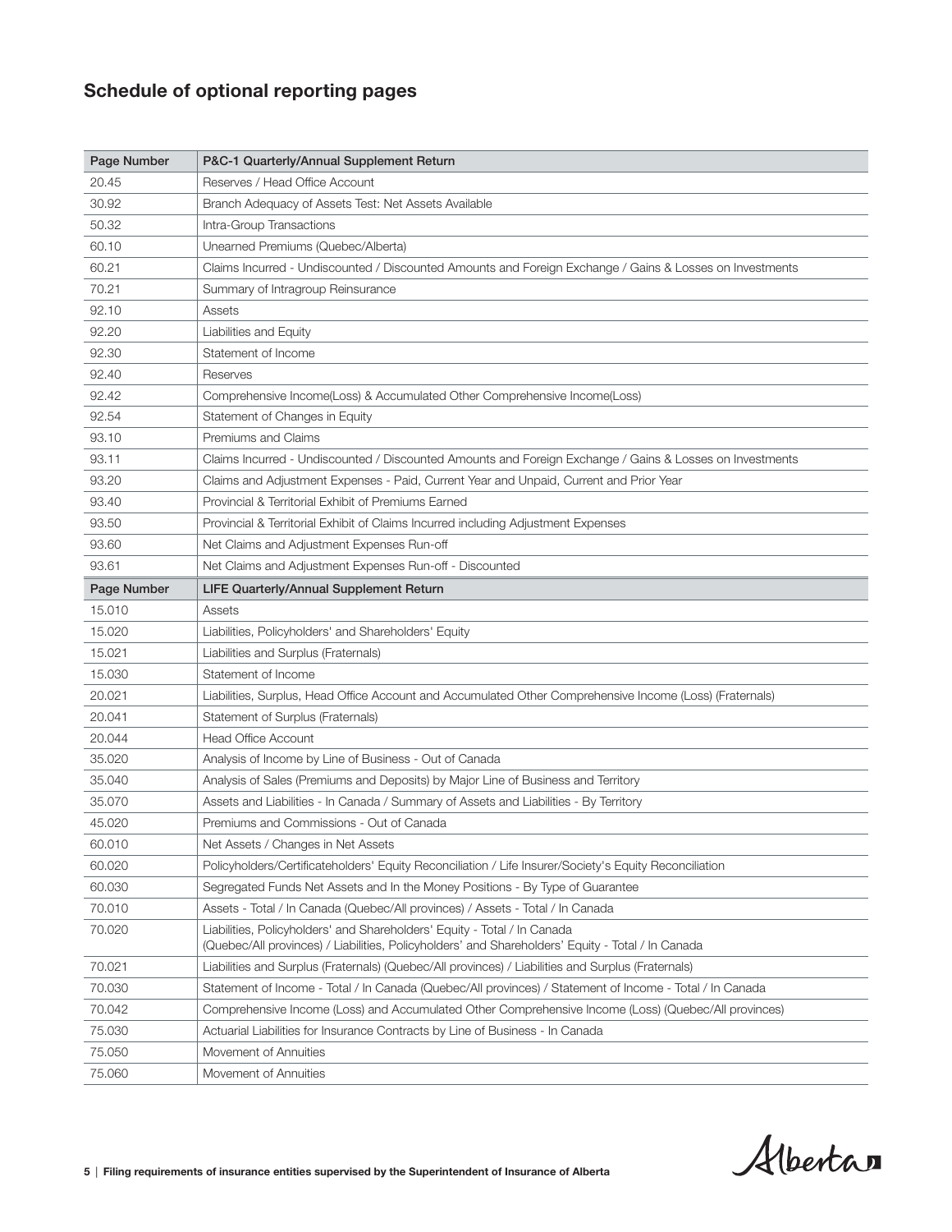## Schedule of optional reporting pages

| Page Number | P&C-1 Quarterly/Annual Supplement Return |
|---|---|
| 20.45 | Reserves / Head Office Account |
| 30.92 | Branch Adequacy of Assets Test: Net Assets Available |
| 50.32 | Intra-Group Transactions |
| 60.10 | Unearned Premiums (Quebec/Alberta) |
| 60.21 | Claims Incurred - Undiscounted / Discounted Amounts and Foreign Exchange / Gains & Losses on Investments |
| 70.21 | Summary of Intragroup Reinsurance |
| 92.10 | Assets |
| 92.20 | Liabilities and Equity |
| 92.30 | Statement of Income |
| 92.40 | Reserves |
| 92.42 | Comprehensive Income(Loss) & Accumulated Other Comprehensive Income(Loss) |
| 92.54 | Statement of Changes in Equity |
| 93.10 | Premiums and Claims |
| 93.11 | Claims Incurred - Undiscounted / Discounted Amounts and Foreign Exchange / Gains & Losses on Investments |
| 93.20 | Claims and Adjustment Expenses - Paid, Current Year and Unpaid, Current and Prior Year |
| 93.40 | Provincial & Territorial Exhibit of Premiums Earned |
| 93.50 | Provincial & Territorial Exhibit of Claims Incurred including Adjustment Expenses |
| 93.60 | Net Claims and Adjustment Expenses Run-off |
| 93.61 | Net Claims and Adjustment Expenses Run-off - Discounted |
| **Page Number** | **LIFE Quarterly/Annual Supplement Return** |
| 15.010 | Assets |
| 15.020 | Liabilities, Policyholders' and Shareholders' Equity |
| 15.021 | Liabilities and Surplus (Fraternals) |
| 15.030 | Statement of Income |
| 20.021 | Liabilities, Surplus, Head Office Account and Accumulated Other Comprehensive Income (Loss) (Fraternals) |
| 20.041 | Statement of Surplus (Fraternals) |
| 20.044 | Head Office Account |
| 35.020 | Analysis of Income by Line of Business - Out of Canada |
| 35.040 | Analysis of Sales (Premiums and Deposits) by Major Line of Business and Territory |
| 35.070 | Assets and Liabilities - In Canada / Summary of Assets and Liabilities - By Territory |
| 45.020 | Premiums and Commissions - Out of Canada |
| 60.010 | Net Assets / Changes in Net Assets |
| 60.020 | Policyholders/Certificateholders' Equity Reconciliation / Life Insurer/Society's Equity Reconciliation |
| 60.030 | Segregated Funds Net Assets and In the Money Positions - By Type of Guarantee |
| 70.010 | Assets - Total / In Canada (Quebec/All provinces) / Assets - Total / In Canada |
| 70.020 | Liabilities, Policyholders' and Shareholders' Equity - Total / In Canada (Quebec/All provinces) / Liabilities, Policyholders' and Shareholders' Equity - Total / In Canada |
| 70.021 | Liabilities and Surplus (Fraternals) (Quebec/All provinces) / Liabilities and Surplus (Fraternals) |
| 70.030 | Statement of Income - Total / In Canada (Quebec/All provinces) / Statement of Income - Total / In Canada |
| 70.042 | Comprehensive Income (Loss) and Accumulated Other Comprehensive Income (Loss) (Quebec/All provinces) |
| 75.030 | Actuarial Liabilities for Insurance Contracts by Line of Business - In Canada |
| 75.050 | Movement of Annuities |
| 75.060 | Movement of Annuities |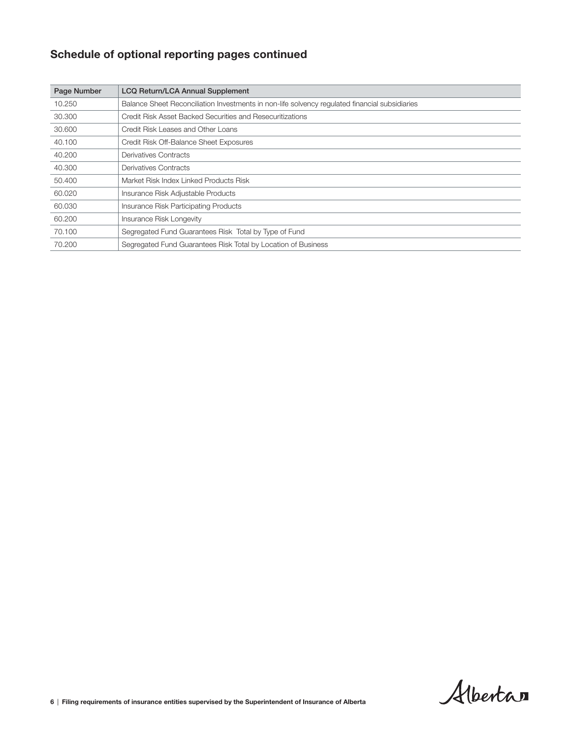## Schedule of optional reporting pages continued

| Page Number | LCQ Return/LCA Annual Supplement |
|---|---|
| 10.250 | Balance Sheet Reconciliation Investments in non-life solvency regulated financial subsidiaries |
| 30.300 | Credit Risk Asset Backed Securities and Resecuritizations |
| 30.600 | Credit Risk Leases and Other Loans |
| 40.100 | Credit Risk Off-Balance Sheet Exposures |
| 40.200 | Derivatives Contracts |
| 40.300 | Derivatives Contracts |
| 50.400 | Market Risk Index Linked Products Risk |
| 60.020 | Insurance Risk Adjustable Products |
| 60.030 | Insurance Risk Participating Products |
| 60.200 | Insurance Risk Longevity |
| 70.100 | Segregated Fund Guarantees Risk Total by Type of Fund |
| 70.200 | Segregated Fund Guarantees Risk Total by Location of Business |